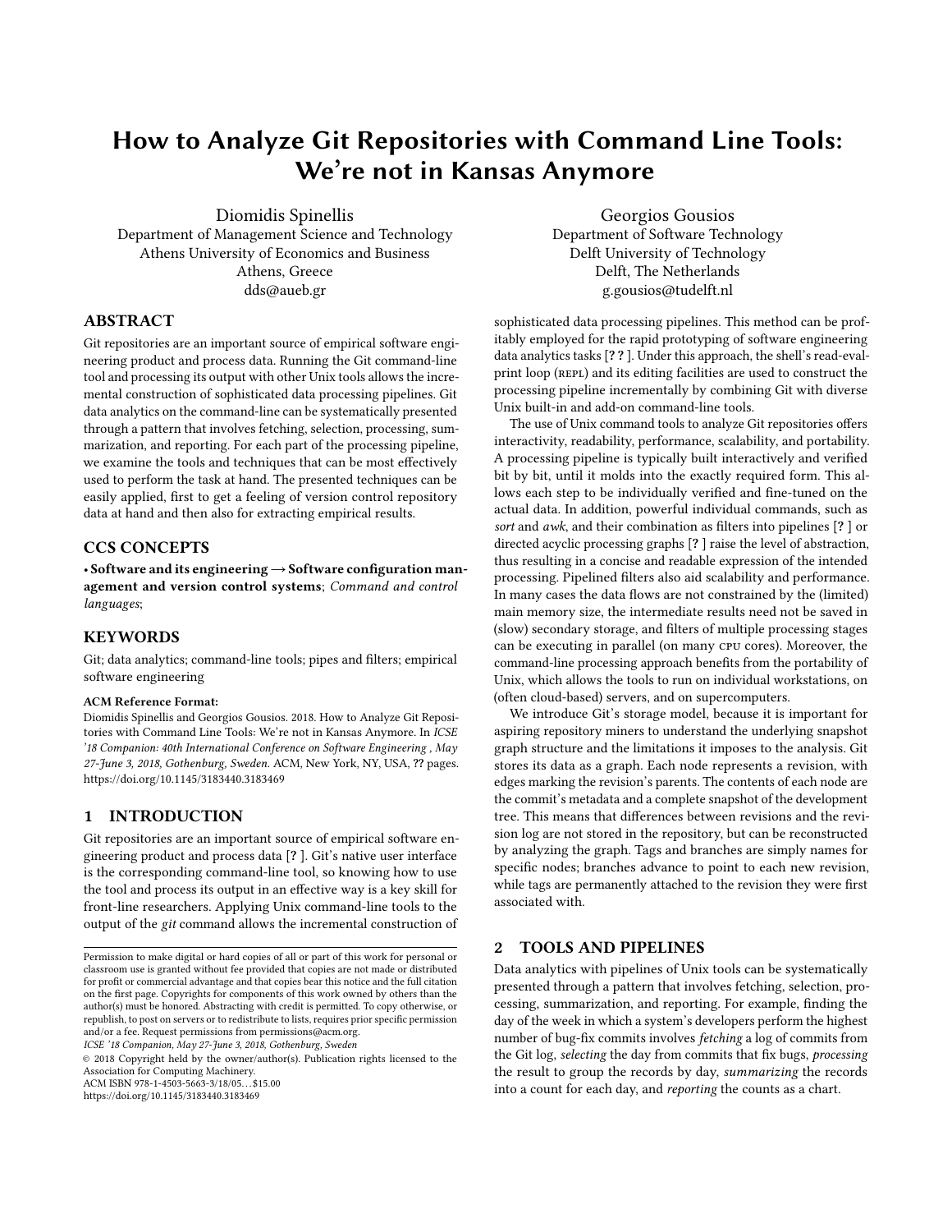# How to Analyze Git Repositories with Command Line Tools: We're not in Kansas Anymore

Diomidis Spinellis
Department of Management Science and Technology
Athens University of Economics and Business
Athens, Greece
dds@aueb.gr

Georgios Gousios
Department of Software Technology
Delft University of Technology
Delft, The Netherlands
g.gousios@tudelft.nl

## ABSTRACT

Git repositories are an important source of empirical software engineering product and process data. Running the Git command-line tool and processing its output with other Unix tools allows the incremental construction of sophisticated data processing pipelines. Git data analytics on the command-line can be systematically presented through a pattern that involves fetching, selection, processing, summarization, and reporting. For each part of the processing pipeline, we examine the tools and techniques that can be most effectively used to perform the task at hand. The presented techniques can be easily applied, first to get a feeling of version control repository data at hand and then also for extracting empirical results.

## CCS CONCEPTS

• **Software and its engineering → Software configuration management and version control systems**; *Command and control languages*;

## KEYWORDS

Git; data analytics; command-line tools; pipes and filters; empirical software engineering

**ACM Reference Format:**
Diomidis Spinellis and Georgios Gousios. 2018. How to Analyze Git Repositories with Command Line Tools: We're not in Kansas Anymore. In *ICSE '18 Companion: 40th International Conference on Software Engineering , May 27-June 3, 2018, Gothenburg, Sweden.* ACM, New York, NY, USA, ?? pages. https://doi.org/10.1145/3183440.3183469

## 1 INTRODUCTION

Git repositories are an important source of empirical software engineering product and process data [? ]. Git's native user interface is the corresponding command-line tool, so knowing how to use the tool and process its output in an effective way is a key skill for front-line researchers. Applying Unix command-line tools to the output of the *git* command allows the incremental construction of sophisticated data processing pipelines. This method can be profitably employed for the rapid prototyping of software engineering data analytics tasks [? ? ]. Under this approach, the shell's read-eval-print loop (REPL) and its editing facilities are used to construct the processing pipeline incrementally by combining Git with diverse Unix built-in and add-on command-line tools.

The use of Unix command tools to analyze Git repositories offers interactivity, readability, performance, scalability, and portability. A processing pipeline is typically built interactively and verified bit by bit, until it molds into the exactly required form. This allows each step to be individually verified and fine-tuned on the actual data. In addition, powerful individual commands, such as *sort* and *awk*, and their combination as filters into pipelines [? ] or directed acyclic processing graphs [? ] raise the level of abstraction, thus resulting in a concise and readable expression of the intended processing. Pipelined filters also aid scalability and performance. In many cases the data flows are not constrained by the (limited) main memory size, the intermediate results need not be saved in (slow) secondary storage, and filters of multiple processing stages can be executing in parallel (on many CPU cores). Moreover, the command-line processing approach benefits from the portability of Unix, which allows the tools to run on individual workstations, on (often cloud-based) servers, and on supercomputers.

We introduce Git's storage model, because it is important for aspiring repository miners to understand the underlying snapshot graph structure and the limitations it imposes to the analysis. Git stores its data as a graph. Each node represents a revision, with edges marking the revision's parents. The contents of each node are the commit's metadata and a complete snapshot of the development tree. This means that differences between revisions and the revision log are not stored in the repository, but can be reconstructed by analyzing the graph. Tags and branches are simply names for specific nodes; branches advance to point to each new revision, while tags are permanently attached to the revision they were first associated with.

## 2 TOOLS AND PIPELINES

Data analytics with pipelines of Unix tools can be systematically presented through a pattern that involves fetching, selection, processing, summarization, and reporting. For example, finding the day of the week in which a system's developers perform the highest number of bug-fix commits involves *fetching* a log of commits from the Git log, *selecting* the day from commits that fix bugs, *processing* the result to group the records by day, *summarizing* the records into a count for each day, and *reporting* the counts as a chart.

Permission to make digital or hard copies of all or part of this work for personal or classroom use is granted without fee provided that copies are not made or distributed for profit or commercial advantage and that copies bear this notice and the full citation on the first page. Copyrights for components of this work owned by others than the author(s) must be honored. Abstracting with credit is permitted. To copy otherwise, or republish, to post on servers or to redistribute to lists, requires prior specific permission and/or a fee. Request permissions from permissions@acm.org.
*ICSE '18 Companion, May 27-June 3, 2018, Gothenburg, Sweden*
© 2018 Copyright held by the owner/author(s). Publication rights licensed to the Association for Computing Machinery.
ACM ISBN 978-1-4503-5663-3/18/05…$15.00
https://doi.org/10.1145/3183440.3183469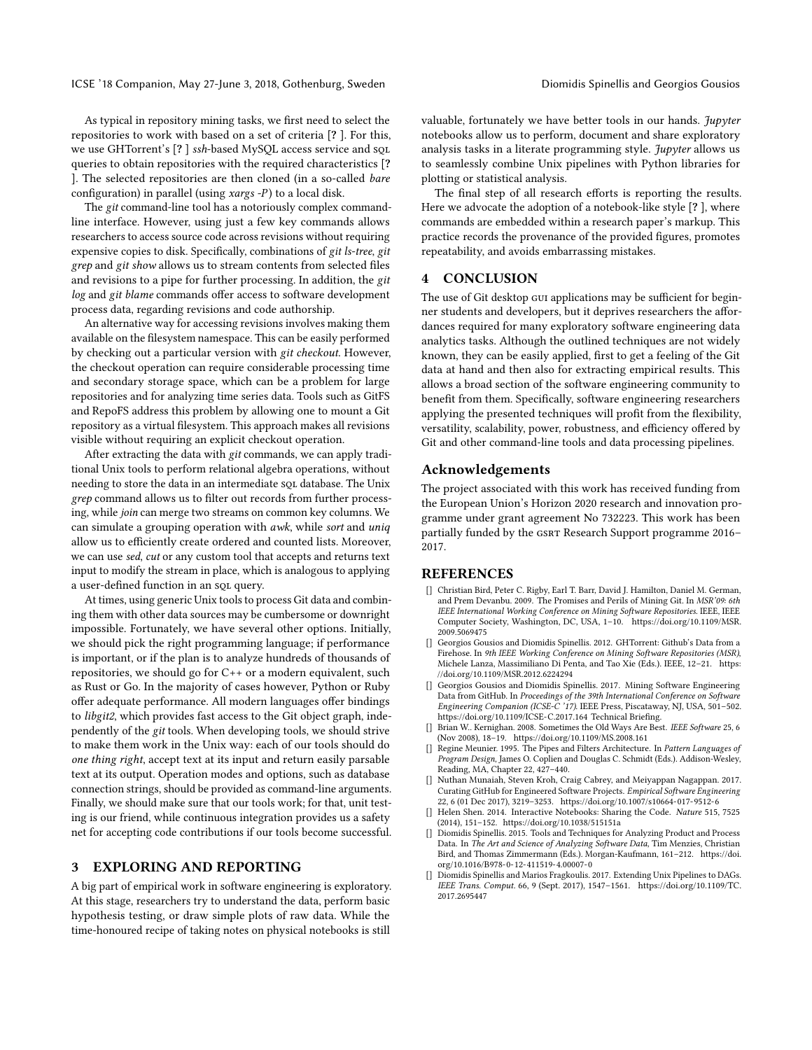As typical in repository mining tasks, we first need to select the repositories to work with based on a set of criteria [? ]. For this, we use GHTorrent's [? ] *ssh*-based MySQL access service and SQL queries to obtain repositories with the required characteristics [? ]. The selected repositories are then cloned (in a so-called *bare* configuration) in parallel (using *xargs -P*) to a local disk.

The *git* command-line tool has a notoriously complex command-line interface. However, using just a few key commands allows researchers to access source code across revisions without requiring expensive copies to disk. Specifically, combinations of *git ls-tree*, *git grep* and *git show* allows us to stream contents from selected files and revisions to a pipe for further processing. In addition, the *git log* and *git blame* commands offer access to software development process data, regarding revisions and code authorship.

An alternative way for accessing revisions involves making them available on the filesystem namespace. This can be easily performed by checking out a particular version with *git checkout*. However, the checkout operation can require considerable processing time and secondary storage space, which can be a problem for large repositories and for analyzing time series data. Tools such as GitFS and RepoFS address this problem by allowing one to mount a Git repository as a virtual filesystem. This approach makes all revisions visible without requiring an explicit checkout operation.

After extracting the data with *git* commands, we can apply traditional Unix tools to perform relational algebra operations, without needing to store the data in an intermediate SQL database. The Unix *grep* command allows us to filter out records from further processing, while *join* can merge two streams on common key columns. We can simulate a grouping operation with *awk*, while *sort* and *uniq* allow us to efficiently create ordered and counted lists. Moreover, we can use *sed*, *cut* or any custom tool that accepts and returns text input to modify the stream in place, which is analogous to applying a user-defined function in an SQL query.

At times, using generic Unix tools to process Git data and combining them with other data sources may be cumbersome or downright impossible. Fortunately, we have several other options. Initially, we should pick the right programming language; if performance is important, or if the plan is to analyze hundreds of thousands of repositories, we should go for C++ or a modern equivalent, such as Rust or Go. In the majority of cases however, Python or Ruby offer adequate performance. All modern languages offer bindings to *libgit2*, which provides fast access to the Git object graph, independently of the *git* tools. When developing tools, we should strive to make them work in the Unix way: each of our tools should do *one thing right*, accept text at its input and return easily parsable text at its output. Operation modes and options, such as database connection strings, should be provided as command-line arguments. Finally, we should make sure that our tools work; for that, unit testing is our friend, while continuous integration provides us a safety net for accepting code contributions if our tools become successful.

## 3 EXPLORING AND REPORTING

A big part of empirical work in software engineering is exploratory. At this stage, researchers try to understand the data, perform basic hypothesis testing, or draw simple plots of raw data. While the time-honoured recipe of taking notes on physical notebooks is still valuable, fortunately we have better tools in our hands. *Jupyter* notebooks allow us to perform, document and share exploratory analysis tasks in a literate programming style. *Jupyter* allows us to seamlessly combine Unix pipelines with Python libraries for plotting or statistical analysis.

The final step of all research efforts is reporting the results. Here we advocate the adoption of a notebook-like style [? ], where commands are embedded within a research paper's markup. This practice records the provenance of the provided figures, promotes repeatability, and avoids embarrassing mistakes.

## 4 CONCLUSION

The use of Git desktop GUI applications may be sufficient for beginner students and developers, but it deprives researchers the affordances required for many exploratory software engineering data analytics tasks. Although the outlined techniques are not widely known, they can be easily applied, first to get a feeling of the Git data at hand and then also for extracting empirical results. This allows a broad section of the software engineering community to benefit from them. Specifically, software engineering researchers applying the presented techniques will profit from the flexibility, versatility, scalability, power, robustness, and efficiency offered by Git and other command-line tools and data processing pipelines.

## Acknowledgements

The project associated with this work has received funding from the European Union's Horizon 2020 research and innovation programme under grant agreement No 732223. This work has been partially funded by the GSRT Research Support programme 2016–2017.

## REFERENCES

- [] Christian Bird, Peter C. Rigby, Earl T. Barr, David J. Hamilton, Daniel M. German, and Prem Devanbu. 2009. The Promises and Perils of Mining Git. In *MSR'09: 6th IEEE International Working Conference on Mining Software Repositories*. IEEE, IEEE Computer Society, Washington, DC, USA, 1–10. https://doi.org/10.1109/MSR.2009.5069475
- [] Georgios Gousios and Diomidis Spinellis. 2012. GHTorrent: Github's Data from a Firehose. In *9th IEEE Working Conference on Mining Software Repositories (MSR)*, Michele Lanza, Massimiliano Di Penta, and Tao Xie (Eds.). IEEE, 12–21. https://doi.org/10.1109/MSR.2012.6224294
- [] Georgios Gousios and Diomidis Spinellis. 2017. Mining Software Engineering Data from GitHub. In *Proceedings of the 39th International Conference on Software Engineering Companion (ICSE-C '17)*. IEEE Press, Piscataway, NJ, USA, 501–502. https://doi.org/10.1109/ICSE-C.2017.164 Technical Briefing.
- [] Brian W.. Kernighan. 2008. Sometimes the Old Ways Are Best. *IEEE Software* 25, 6 (Nov 2008), 18–19. https://doi.org/10.1109/MS.2008.161
- [] Regine Meunier. 1995. The Pipes and Filters Architecture. In *Pattern Languages of Program Design*, James O. Coplien and Douglas C. Schmidt (Eds.). Addison-Wesley, Reading, MA, Chapter 22, 427–440.
- [] Nuthan Munaiah, Steven Kroh, Craig Cabrey, and Meiyappan Nagappan. 2017. Curating GitHub for Engineered Software Projects. *Empirical Software Engineering* 22, 6 (01 Dec 2017), 3219–3253. https://doi.org/10.1007/s10664-017-9512-6
- [] Helen Shen. 2014. Interactive Notebooks: Sharing the Code. *Nature* 515, 7525 (2014), 151–152. https://doi.org/10.1038/515151a
- [] Diomidis Spinellis. 2015. Tools and Techniques for Analyzing Product and Process Data. In *The Art and Science of Analyzing Software Data*, Tim Menzies, Christian Bird, and Thomas Zimmermann (Eds.). Morgan-Kaufmann, 161–212. https://doi.org/10.1016/B978-0-12-411519-4.00007-0
- [] Diomidis Spinellis and Marios Fragkoulis. 2017. Extending Unix Pipelines to DAGs. *IEEE Trans. Comput.* 66, 9 (Sept. 2017), 1547–1561. https://doi.org/10.1109/TC.2017.2695447